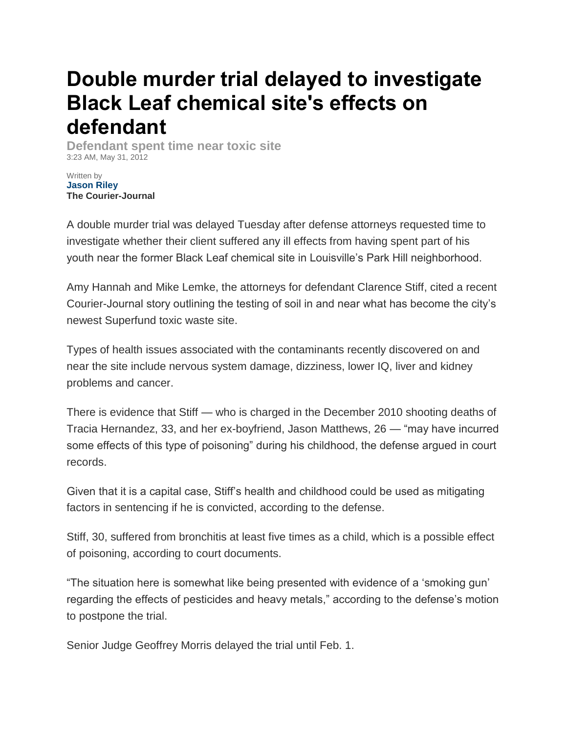# Double murder trial delayed to investigate Black Leaf chemical site's effects on defendant

**Defendant spent time near toxic site**

3:23 AM, May 31, 2012

Written by
**Jason Riley**
**The Courier-Journal**

A double murder trial was delayed Tuesday after defense attorneys requested time to investigate whether their client suffered any ill effects from having spent part of his youth near the former Black Leaf chemical site in Louisville's Park Hill neighborhood.

Amy Hannah and Mike Lemke, the attorneys for defendant Clarence Stiff, cited a recent Courier-Journal story outlining the testing of soil in and near what has become the city's newest Superfund toxic waste site.

Types of health issues associated with the contaminants recently discovered on and near the site include nervous system damage, dizziness, lower IQ, liver and kidney problems and cancer.

There is evidence that Stiff — who is charged in the December 2010 shooting deaths of Tracia Hernandez, 33, and her ex-boyfriend, Jason Matthews, 26 — "may have incurred some effects of this type of poisoning" during his childhood, the defense argued in court records.

Given that it is a capital case, Stiff's health and childhood could be used as mitigating factors in sentencing if he is convicted, according to the defense.

Stiff, 30, suffered from bronchitis at least five times as a child, which is a possible effect of poisoning, according to court documents.

"The situation here is somewhat like being presented with evidence of a 'smoking gun' regarding the effects of pesticides and heavy metals," according to the defense's motion to postpone the trial.

Senior Judge Geoffrey Morris delayed the trial until Feb. 1.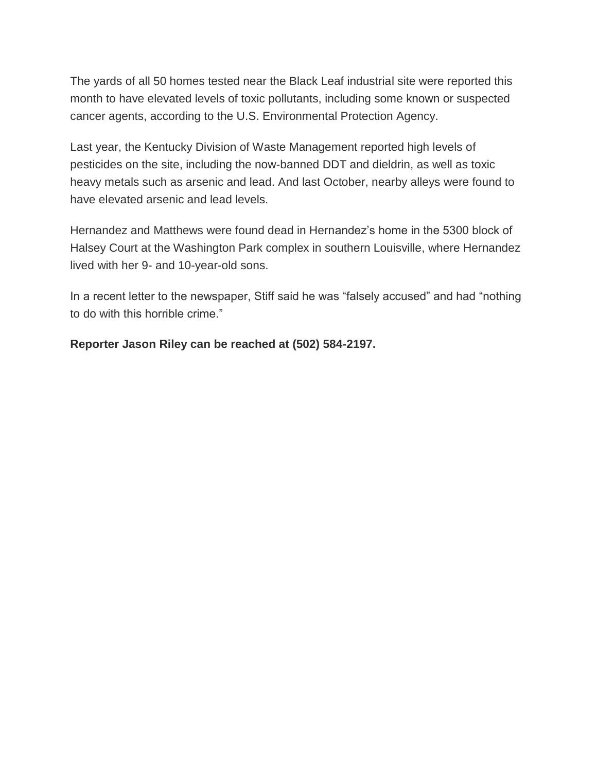The yards of all 50 homes tested near the Black Leaf industrial site were reported this month to have elevated levels of toxic pollutants, including some known or suspected cancer agents, according to the U.S. Environmental Protection Agency.

Last year, the Kentucky Division of Waste Management reported high levels of pesticides on the site, including the now-banned DDT and dieldrin, as well as toxic heavy metals such as arsenic and lead. And last October, nearby alleys were found to have elevated arsenic and lead levels.

Hernandez and Matthews were found dead in Hernandez's home in the 5300 block of Halsey Court at the Washington Park complex in southern Louisville, where Hernandez lived with her 9- and 10-year-old sons.

In a recent letter to the newspaper, Stiff said he was "falsely accused" and had "nothing to do with this horrible crime."

**Reporter Jason Riley can be reached at (502) 584-2197.**